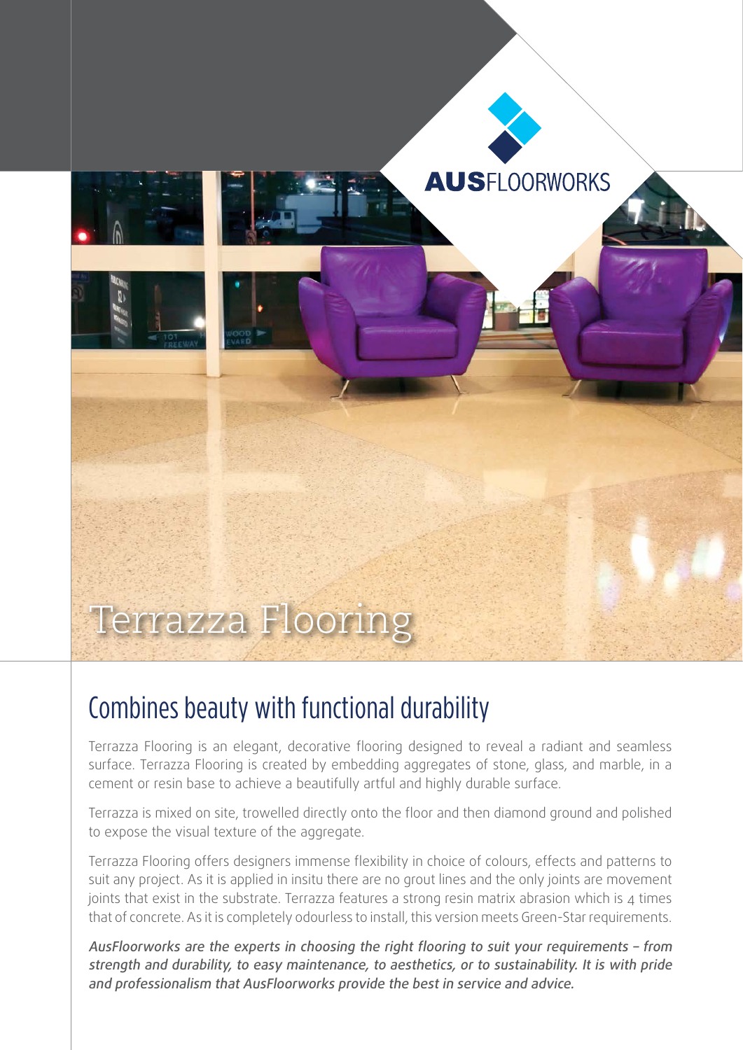AUSFLOORWORKS

# Terrazza Flooring

## Combines beauty with functional durability

Terrazza Flooring is an elegant, decorative flooring designed to reveal a radiant and seamless surface. Terrazza Flooring is created by embedding aggregates of stone, glass, and marble, in a cement or resin base to achieve a beautifully artful and highly durable surface.

Terrazza is mixed on site, trowelled directly onto the floor and then diamond ground and polished to expose the visual texture of the aggregate.

Terrazza Flooring offers designers immense flexibility in choice of colours, effects and patterns to suit any project. As it is applied in insitu there are no grout lines and the only joints are movement joints that exist in the substrate. Terrazza features a strong resin matrix abrasion which is 4 times that of concrete. As it is completely odourless to install, this version meets Green-Star requirements.

*AusFloorworks are the experts in choosing the right flooring to suit your requirements – from strength and durability, to easy maintenance, to aesthetics, or to sustainability. It is with pride and professionalism that AusFloorworks provide the best in service and advice.*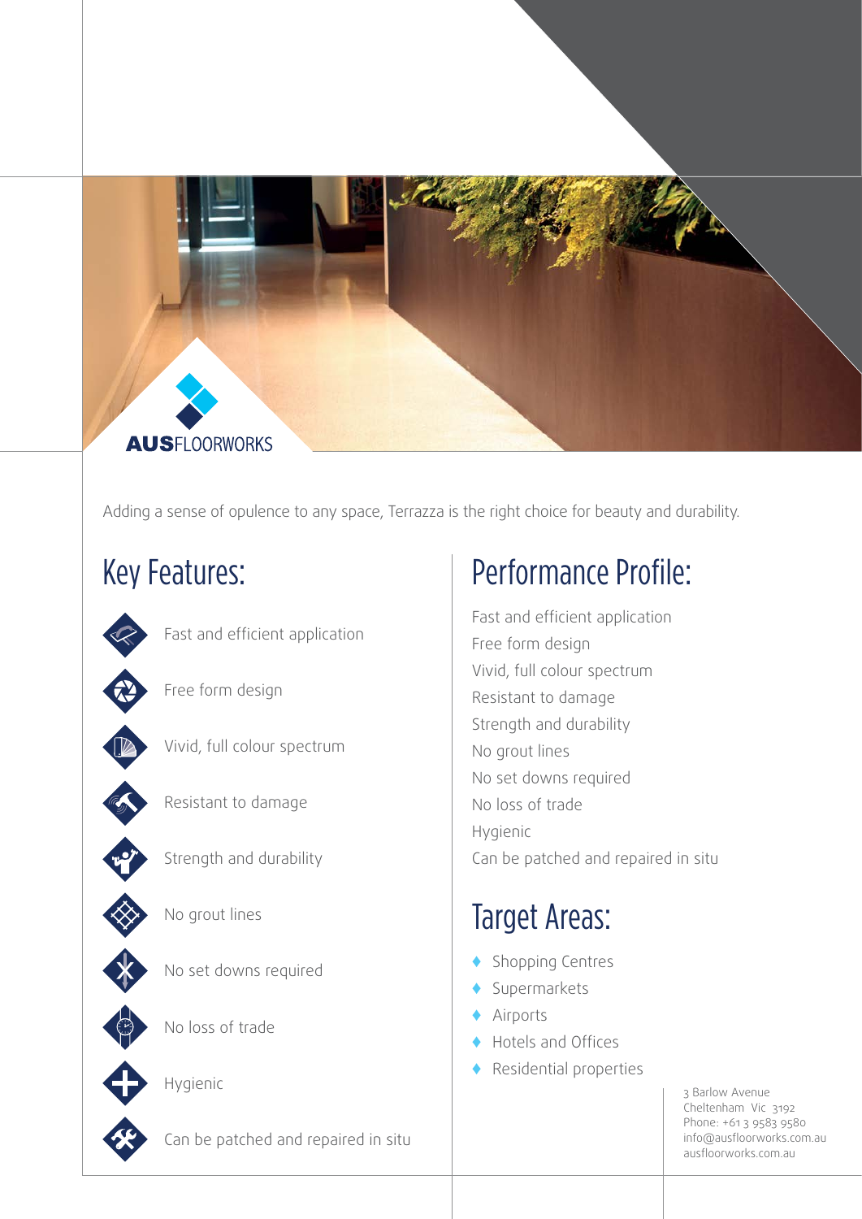AUSFLOORWORKS

Adding a sense of opulence to any space, Terrazza is the right choice for beauty and durability.

## Key Features:

- Fast and efficient application
- Free form design
- Vivid, full colour spectrum
- Resistant to damage
- Strength and durability
- No grout lines
- No set downs required
- No loss of trade
- Hygienic
- Can be patched and repaired in situ

## Performance Profile:

Fast and efficient application
Free form design
Vivid, full colour spectrum
Resistant to damage
Strength and durability
No grout lines
No set downs required
No loss of trade
Hygienic
Can be patched and repaired in situ

## Target Areas:

- Shopping Centres
- Supermarkets
- Airports
- Hotels and Offices
- Residential properties

3 Barlow Avenue
Cheltenham Vic 3192
Phone: +61 3 9583 9580
info@ausfloorworks.com.au
ausfloorworks.com.au